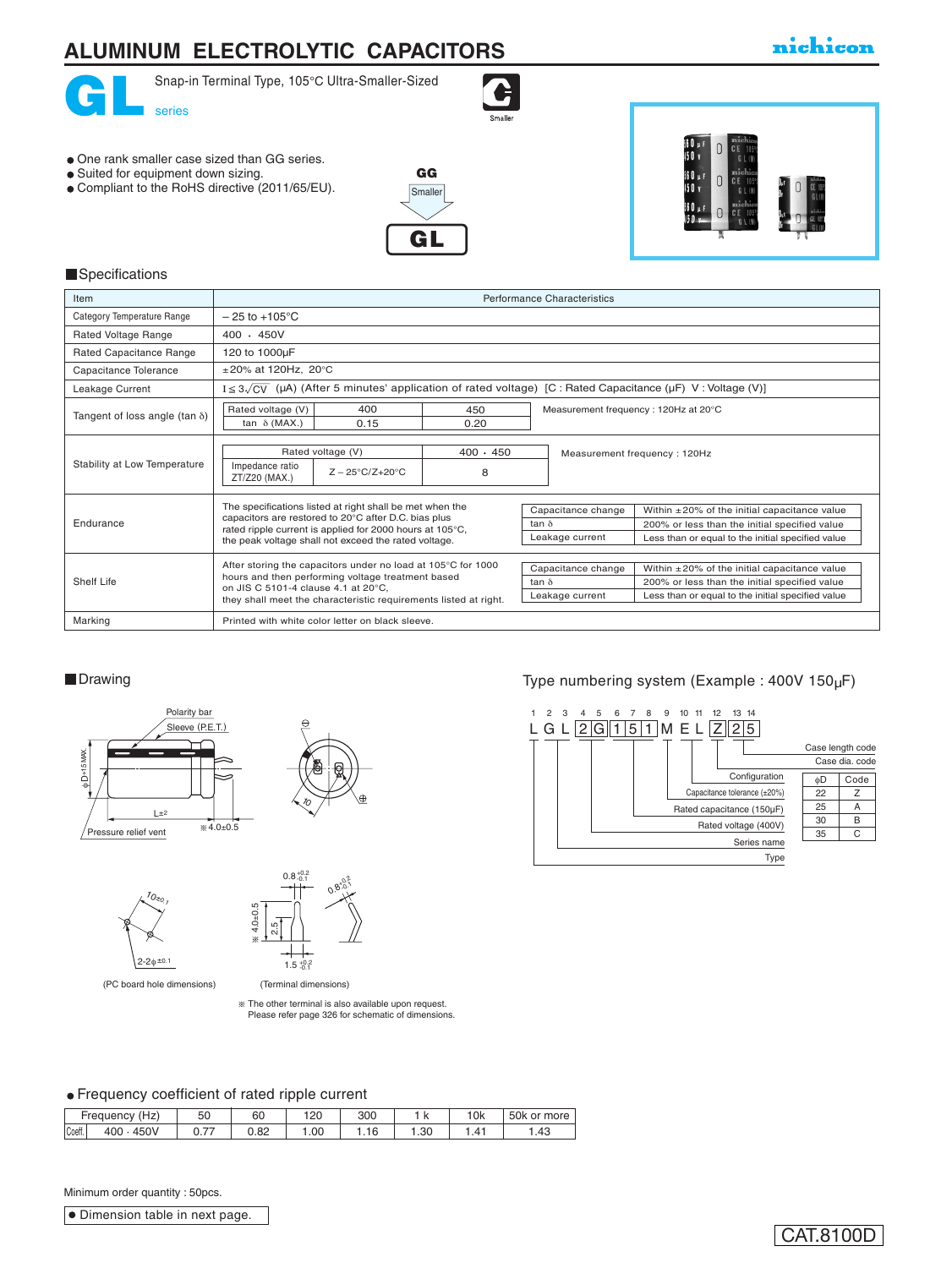# ALUMINUM ELECTROLYTIC CAPACITORS

nichicon

# GL series

Snap-in Terminal Type, 105°C Ultra-Smaller-Sized

- One rank smaller case sized than GG series.
- Suited for equipment down sizing.
- Compliant to the RoHS directive (2011/65/EU).

GG → Smaller → GL

## Specifications

| Item | Performance Characteristics |
|---|---|
| Category Temperature Range | – 25 to +105°C |
| Rated Voltage Range | 400 · 450V |
| Rated Capacitance Range | 120 to 1000µF |
| Capacitance Tolerance | ±20% at 120Hz, 20°C |
| Leakage Current | $I \leq 3\sqrt{CV}$ (µA) (After 5 minutes' application of rated voltage) [C : Rated Capacitance (µF) V : Voltage (V)] |
| Tangent of loss angle (tan δ) | Rated voltage (V): 400 / 450; tan δ (MAX.): 0.15 / 0.20. Measurement frequency : 120Hz at 20°C |
| Stability at Low Temperature | Rated voltage (V): 400 · 450; Impedance ratio ZT/Z20 (MAX.) Z – 25°C/Z+20°C: 8. Measurement frequency : 120Hz |
| Endurance | The specifications listed at right shall be met when the capacitors are restored to 20°C after D.C. bias plus rated ripple current is applied for 2000 hours at 105°C, the peak voltage shall not exceed the rated voltage. Capacitance change: Within ±20% of the initial capacitance value; tan δ: 200% or less than the initial specified value; Leakage current: Less than or equal to the initial specified value |
| Shelf Life | After storing the capacitors under no load at 105°C for 1000 hours and then performing voltage treatment based on JIS C 5101-4 clause 4.1 at 20°C, they shall meet the characteristic requirements listed at right. Capacitance change: Within ±20% of the initial capacitance value; tan δ: 200% or less than the initial specified value; Leakage current: Less than or equal to the initial specified value |
| Marking | Printed with white color letter on black sleeve. |

## Drawing

Polarity bar, Sleeve (P.E.T.), φD+1.5 MAX., L±2, Pressure relief vent, ※4.0±0.5

(PC board hole dimensions): 10±0.1, 2-2φ±0.1

(Terminal dimensions): 0.8 +0.2/-0.1, ※4.0±0.5, 2.5, 1.5 +0.2/-0.1

※ The other terminal is also available upon request. Please refer page 326 for schematic of dimensions.

## Type numbering system (Example : 400V 150µF)

L G L 2 G 1 5 1 M E L Z 2 5 (positions 1–14)

- 1: Type
- 2–3: Series name
- 4–5: Rated voltage (400V)
- 6–8: Rated capacitance (150µF)
- 9: Capacitance tolerance (±20%)
- 10–11: Configuration
- 12: Case dia. code
- 13–14: Case length code

| φD | Code |
|---|---|
| 22 | Z |
| 25 | A |
| 30 | B |
| 35 | C |

- Frequency coefficient of rated ripple current

| Frequency (Hz) | 50 | 60 | 120 | 300 | 1 k | 10k | 50k or more |
|---|---|---|---|---|---|---|---|
| Coeff. 400 · 450V | 0.77 | 0.82 | 1.00 | 1.16 | 1.30 | 1.41 | 1.43 |

Minimum order quantity : 50pcs.

- Dimension table in next page.

CAT.8100D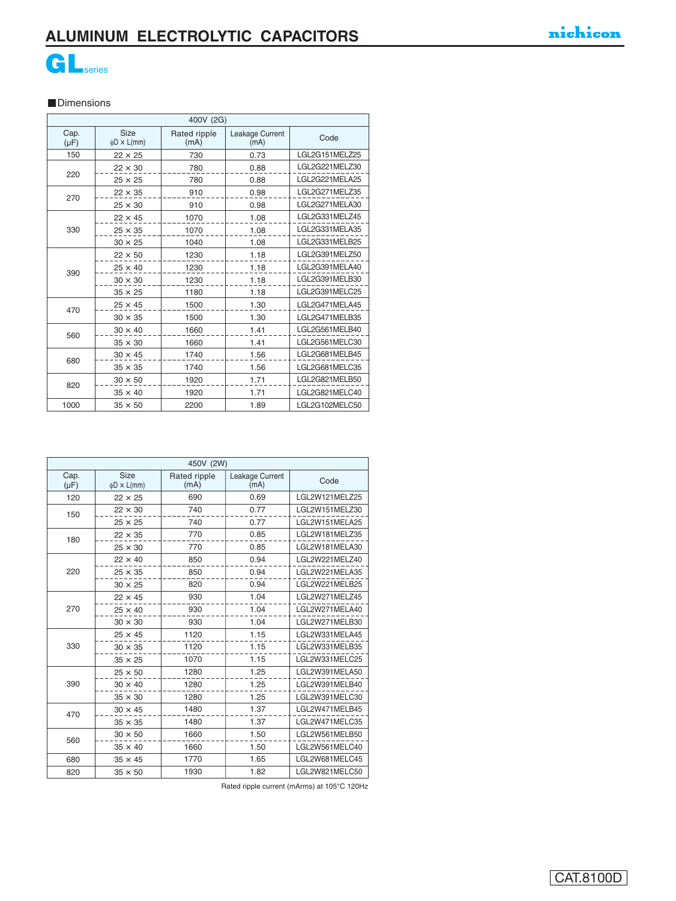# ALUMINUM ELECTROLYTIC CAPACITORS

## GL series

■Dimensions

| 400V (2G) | | | | |
|---|---|---|---|---|
| Cap. (μF) | Size φD × L(mm) | Rated ripple (mA) | Leakage Current (mA) | Code |
| 150 | 22 × 25 | 730 | 0.73 | LGL2G151MELZ25 |
| 220 | 22 × 30 | 780 | 0.88 | LGL2G221MELZ30 |
| | 25 × 25 | 780 | 0.88 | LGL2G221MELA25 |
| 270 | 22 × 35 | 910 | 0.98 | LGL2G271MELZ35 |
| | 25 × 30 | 910 | 0.98 | LGL2G271MELA30 |
| 330 | 22 × 45 | 1070 | 1.08 | LGL2G331MELZ45 |
| | 25 × 35 | 1070 | 1.08 | LGL2G331MELA35 |
| | 30 × 25 | 1040 | 1.08 | LGL2G331MELB25 |
| 390 | 22 × 50 | 1230 | 1.18 | LGL2G391MELZ50 |
| | 25 × 40 | 1230 | 1.18 | LGL2G391MELA40 |
| | 30 × 30 | 1230 | 1.18 | LGL2G391MELB30 |
| | 35 × 25 | 1180 | 1.18 | LGL2G391MELC25 |
| 470 | 25 × 45 | 1500 | 1.30 | LGL2G471MELA45 |
| | 30 × 35 | 1500 | 1.30 | LGL2G471MELB35 |
| 560 | 30 × 40 | 1660 | 1.41 | LGL2G561MELB40 |
| | 35 × 30 | 1660 | 1.41 | LGL2G561MELC30 |
| 680 | 30 × 45 | 1740 | 1.56 | LGL2G681MELB45 |
| | 35 × 35 | 1740 | 1.56 | LGL2G681MELC35 |
| 820 | 30 × 50 | 1920 | 1.71 | LGL2G821MELB50 |
| | 35 × 40 | 1920 | 1.71 | LGL2G821MELC40 |
| 1000 | 35 × 50 | 2200 | 1.89 | LGL2G102MELC50 |

| 450V (2W) | | | | |
|---|---|---|---|---|
| Cap. (μF) | Size φD × L(mm) | Rated ripple (mA) | Leakage Current (mA) | Code |
| 120 | 22 × 25 | 690 | 0.69 | LGL2W121MELZ25 |
| 150 | 22 × 30 | 740 | 0.77 | LGL2W151MELZ30 |
| | 25 × 25 | 740 | 0.77 | LGL2W151MELA25 |
| 180 | 22 × 35 | 770 | 0.85 | LGL2W181MELZ35 |
| | 25 × 30 | 770 | 0.85 | LGL2W181MELA30 |
| 220 | 22 × 40 | 850 | 0.94 | LGL2W221MELZ40 |
| | 25 × 35 | 850 | 0.94 | LGL2W221MELA35 |
| | 30 × 25 | 820 | 0.94 | LGL2W221MELB25 |
| 270 | 22 × 45 | 930 | 1.04 | LGL2W271MELZ45 |
| | 25 × 40 | 930 | 1.04 | LGL2W271MELA40 |
| | 30 × 30 | 930 | 1.04 | LGL2W271MELB30 |
| 330 | 25 × 45 | 1120 | 1.15 | LGL2W331MELA45 |
| | 30 × 35 | 1120 | 1.15 | LGL2W331MELB35 |
| | 35 × 25 | 1070 | 1.15 | LGL2W331MELC25 |
| 390 | 25 × 50 | 1280 | 1.25 | LGL2W391MELA50 |
| | 30 × 40 | 1280 | 1.25 | LGL2W391MELB40 |
| | 35 × 30 | 1280 | 1.25 | LGL2W391MELC30 |
| 470 | 30 × 45 | 1480 | 1.37 | LGL2W471MELB45 |
| | 35 × 35 | 1480 | 1.37 | LGL2W471MELC35 |
| 560 | 30 × 50 | 1660 | 1.50 | LGL2W561MELB50 |
| | 35 × 40 | 1660 | 1.50 | LGL2W561MELC40 |
| 680 | 35 × 45 | 1770 | 1.65 | LGL2W681MELC45 |
| 820 | 35 × 50 | 1930 | 1.82 | LGL2W821MELC50 |

Rated ripple current (mArms) at 105°C 120Hz